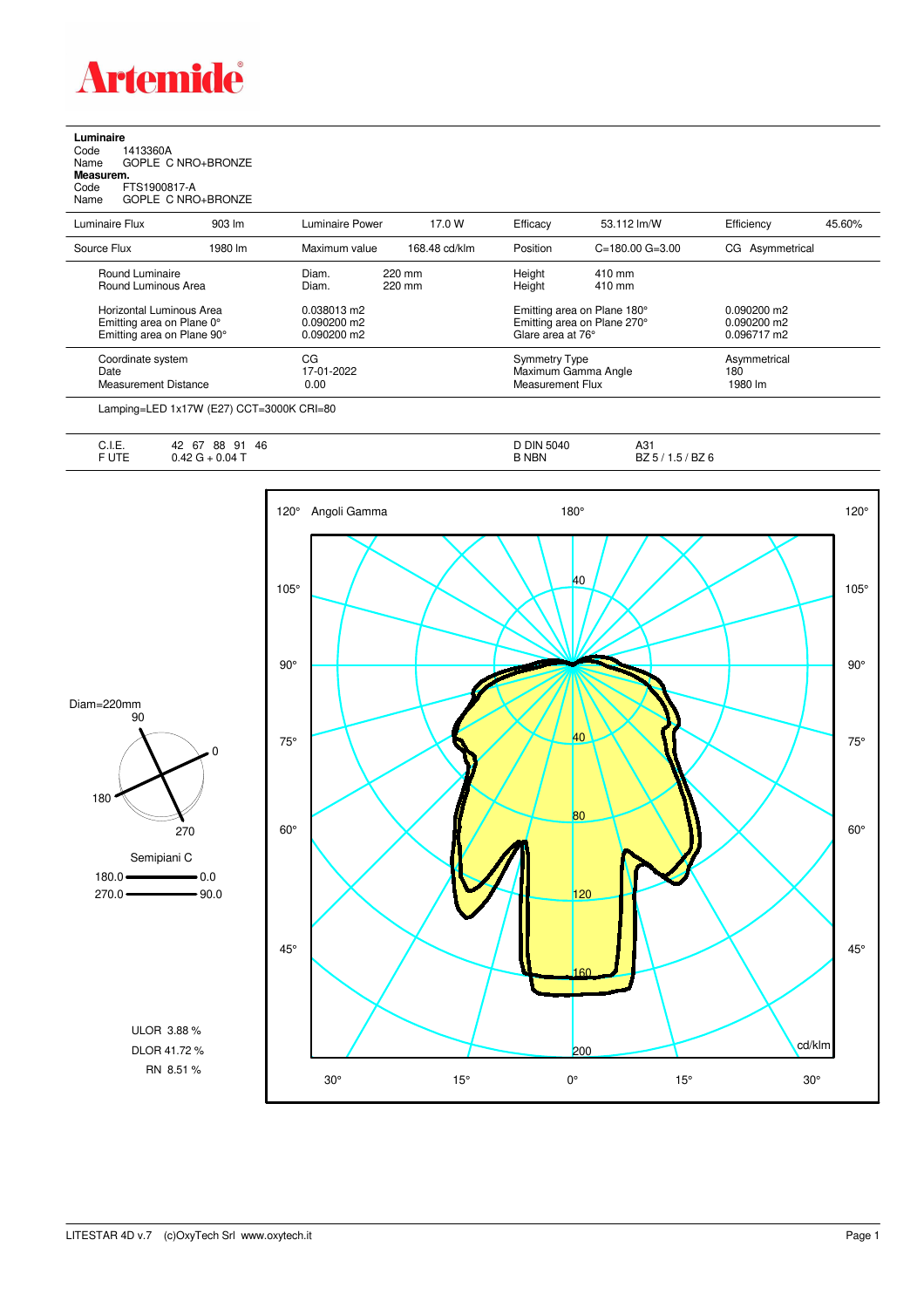# Artemide

**Luminaire**

Code 1413360A
Name GOPLE C NRO+BRONZE

**Measurem.**

Code FTS1900817-A
Name GOPLE C NRO+BRONZE

| Luminaire Flux | 903 lm | Luminaire Power | 17.0 W | Efficacy | 53.112 lm/W | Efficiency | 45.60% |
|---|---|---|---|---|---|---|---|
| Source Flux | 1980 lm | Maximum value | 168.48 cd/klm | Position | C=180.00 G=3.00 | CG Asymmetrical | |

| | | | | |
|---|---|---|---|---|
| Round Luminaire | Diam. 220 mm | Height 410 mm | | |
| Round Luminous Area | Diam. 220 mm | Height 410 mm | | |
| Horizontal Luminous Area | 0.038013 m2 | Emitting area on Plane 180° | 0.090200 m2 | |
| Emitting area on Plane 0° | 0.090200 m2 | Emitting area on Plane 270° | 0.090200 m2 | |
| Emitting area on Plane 90° | 0.090200 m2 | Glare area at 76° | 0.096717 m2 | |

| | | | |
|---|---|---|---|
| Coordinate system | CG | Symmetry Type | Asymmetrical |
| Date | 17-01-2022 | Maximum Gamma Angle | 180 |
| Measurement Distance | 0.00 | Measurement Flux | 1980 lm |

Lamping=LED 1x17W (E27) CCT=3000K CRI=80

| | | | |
|---|---|---|---|
| C.I.E. | 42 67 88 91 46 | D DIN 5040 | A31 |
| F UTE | 0.42 G + 0.04 T | B NBN | BZ 5 / 1.5 / BZ 6 |

Diam=220mm

Semipiani C

180.0 — 0.0

270.0 — 90.0

ULOR 3.88 %

DLOR 41.72 %

RN 8.51 %

LITESTAR 4D v.7 (c)OxyTech Srl www.oxytech.it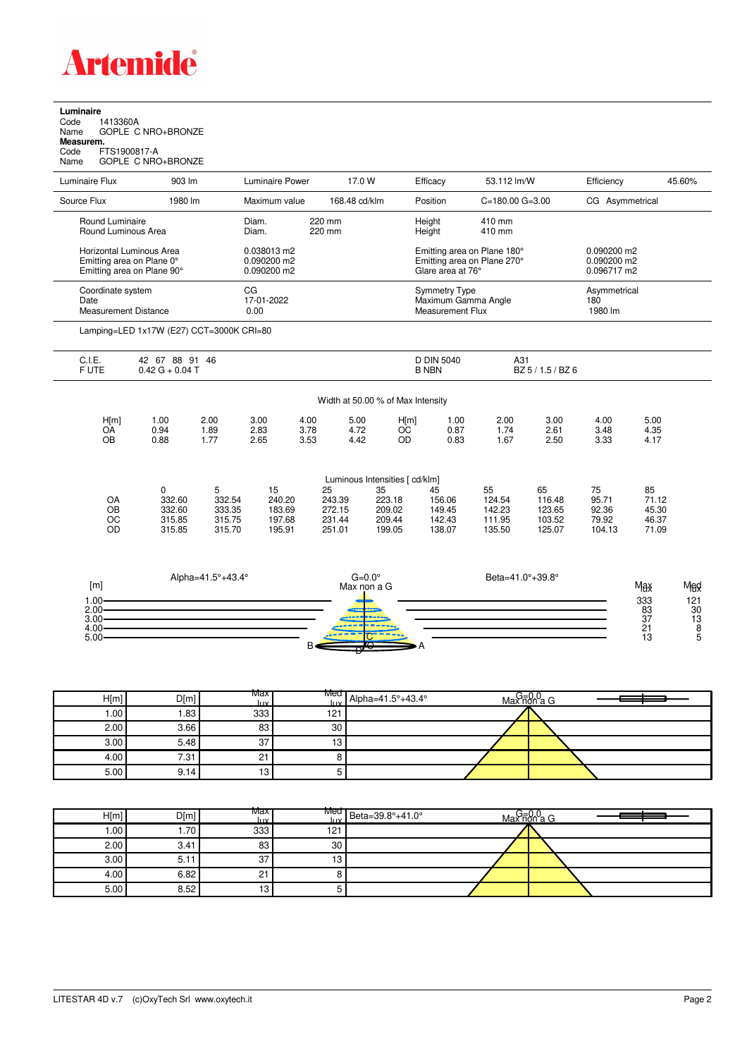# Artemide

**Luminaire**
Code 1413360A
Name GOPLE C NRO+BRONZE
**Measurem.**
Code FTS1900817-A
Name GOPLE C NRO+BRONZE

| | | | | | | | |
|---|---|---|---|---|---|---|---|
| Luminaire Flux | 903 lm | Luminaire Power | 17.0 W | Efficacy | 53.112 lm/W | Efficiency | 45.60% |
| Source Flux | 1980 lm | Maximum value | 168.48 cd/klm | Position | C=180.00 G=3.00 | CG Asymmetrical | |

| | | | | | |
|---|---|---|---|---|---|
| Round Luminaire | Diam. | 220 mm | Height | 410 mm | |
| Round Luminous Area | Diam. | 220 mm | Height | 410 mm | |
| Horizontal Luminous Area | 0.038013 m2 | | Emitting area on Plane 180° | | 0.090200 m2 |
| Emitting area on Plane 0° | 0.090200 m2 | | Emitting area on Plane 270° | | 0.090200 m2 |
| Emitting area on Plane 90° | 0.090200 m2 | | Glare area at 76° | | 0.096717 m2 |

| | | | |
|---|---|---|---|
| Coordinate system | CG | Symmetry Type | Asymmetrical |
| Date | 17-01-2022 | Maximum Gamma Angle | 180 |
| Measurement Distance | 0.00 | Measurement Flux | 1980 lm |

Lamping=LED 1x17W (E27) CCT=3000K CRI=80

| | | | |
|---|---|---|---|
| C.I.E. | 42 67 88 91 46 | D DIN 5040 | A31 |
| F UTE | 0.42 G + 0.04 T | B NBN | BZ 5 / 1.5 / BZ 6 |

Width at 50.00 % of Max Intensity

| H[m] | 1.00 | 2.00 | 3.00 | 4.00 | 5.00 | H[m] | 1.00 | 2.00 | 3.00 | 4.00 | 5.00 |
|---|---|---|---|---|---|---|---|---|---|---|---|
| OA | 0.94 | 1.89 | 2.83 | 3.78 | 4.72 | OC | 0.87 | 1.74 | 2.61 | 3.48 | 4.35 |
| OB | 0.88 | 1.77 | 2.65 | 3.53 | 4.42 | OD | 0.83 | 1.67 | 2.50 | 3.33 | 4.17 |

Luminous Intensities [ cd/klm]

| | 0 | 5 | 15 | 25 | 35 | 45 | 55 | 65 | 75 | 85 |
|---|---|---|---|---|---|---|---|---|---|---|
| OA | 332.60 | 332.54 | 240.20 | 243.39 | 223.18 | 156.06 | 124.54 | 116.48 | 95.71 | 71.12 |
| OB | 332.60 | 333.35 | 183.69 | 272.15 | 209.02 | 149.45 | 142.23 | 123.65 | 92.36 | 45.30 |
| OC | 315.85 | 315.75 | 197.68 | 231.44 | 209.44 | 142.43 | 111.95 | 103.52 | 79.92 | 46.37 |
| OD | 315.85 | 315.70 | 195.91 | 251.01 | 199.05 | 138.07 | 135.50 | 125.07 | 104.13 | 71.09 |

[m]
Alpha=41.5°+43.4°
G=0.0°
Max non a G
Beta=41.0°+39.8°
Max lux
Med lux
1.00 2.00 3.00 4.00 5.00
333 83 37 21 13
121 30 13 8 5
B C D O A

| H[m] | D[m] | Max lux | Med lux | Alpha=41.5°+43.4° |
|---|---|---|---|---|
| 1.00 | 1.83 | 333 | 121 | |
| 2.00 | 3.66 | 83 | 30 | |
| 3.00 | 5.48 | 37 | 13 | |
| 4.00 | 7.31 | 21 | 8 | |
| 5.00 | 9.14 | 13 | 5 | |

G=0.0
Max non a G

| H[m] | D[m] | Max lux | Med lux | Beta=39.8°+41.0° |
|---|---|---|---|---|
| 1.00 | 1.70 | 333 | 121 | |
| 2.00 | 3.41 | 83 | 30 | |
| 3.00 | 5.11 | 37 | 13 | |
| 4.00 | 6.82 | 21 | 8 | |
| 5.00 | 8.52 | 13 | 5 | |

G=0.0
Max non a G

LITESTAR 4D v.7 (c)OxyTech Srl www.oxytech.it